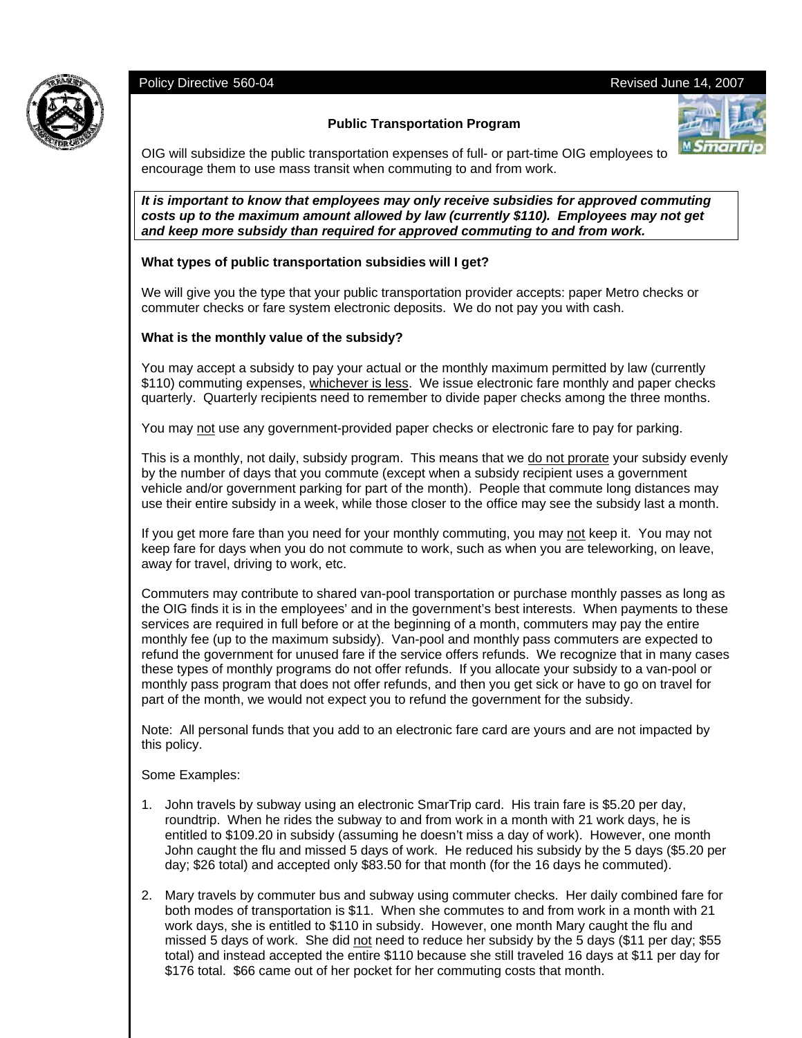Policy Directive 560-04 Revised June 14, 2007

## Public Transportation Program

OIG will subsidize the public transportation expenses of full- or part-time OIG employees to encourage them to use mass transit when commuting to and from work.

***It is important to know that employees may only receive subsidies for approved commuting costs up to the maximum amount allowed by law (currently $110). Employees may not get and keep more subsidy than required for approved commuting to and from work.***

### What types of public transportation subsidies will I get?

We will give you the type that your public transportation provider accepts: paper Metro checks or commuter checks or fare system electronic deposits. We do not pay you with cash.

### What is the monthly value of the subsidy?

You may accept a subsidy to pay your actual or the monthly maximum permitted by law (currently $110) commuting expenses, whichever is less. We issue electronic fare monthly and paper checks quarterly. Quarterly recipients need to remember to divide paper checks among the three months.

You may not use any government-provided paper checks or electronic fare to pay for parking.

This is a monthly, not daily, subsidy program. This means that we do not prorate your subsidy evenly by the number of days that you commute (except when a subsidy recipient uses a government vehicle and/or government parking for part of the month). People that commute long distances may use their entire subsidy in a week, while those closer to the office may see the subsidy last a month.

If you get more fare than you need for your monthly commuting, you may not keep it. You may not keep fare for days when you do not commute to work, such as when you are teleworking, on leave, away for travel, driving to work, etc.

Commuters may contribute to shared van-pool transportation or purchase monthly passes as long as the OIG finds it is in the employees' and in the government's best interests. When payments to these services are required in full before or at the beginning of a month, commuters may pay the entire monthly fee (up to the maximum subsidy). Van-pool and monthly pass commuters are expected to refund the government for unused fare if the service offers refunds. We recognize that in many cases these types of monthly programs do not offer refunds. If you allocate your subsidy to a van-pool or monthly pass program that does not offer refunds, and then you get sick or have to go on travel for part of the month, we would not expect you to refund the government for the subsidy.

Note: All personal funds that you add to an electronic fare card are yours and are not impacted by this policy.

Some Examples:

1. John travels by subway using an electronic SmarTrip card. His train fare is $5.20 per day, roundtrip. When he rides the subway to and from work in a month with 21 work days, he is entitled to $109.20 in subsidy (assuming he doesn't miss a day of work). However, one month John caught the flu and missed 5 days of work. He reduced his subsidy by the 5 days ($5.20 per day; $26 total) and accepted only $83.50 for that month (for the 16 days he commuted).

2. Mary travels by commuter bus and subway using commuter checks. Her daily combined fare for both modes of transportation is $11. When she commutes to and from work in a month with 21 work days, she is entitled to $110 in subsidy. However, one month Mary caught the flu and missed 5 days of work. She did not need to reduce her subsidy by the 5 days ($11 per day; $55 total) and instead accepted the entire $110 because she still traveled 16 days at $11 per day for $176 total. $66 came out of her pocket for her commuting costs that month.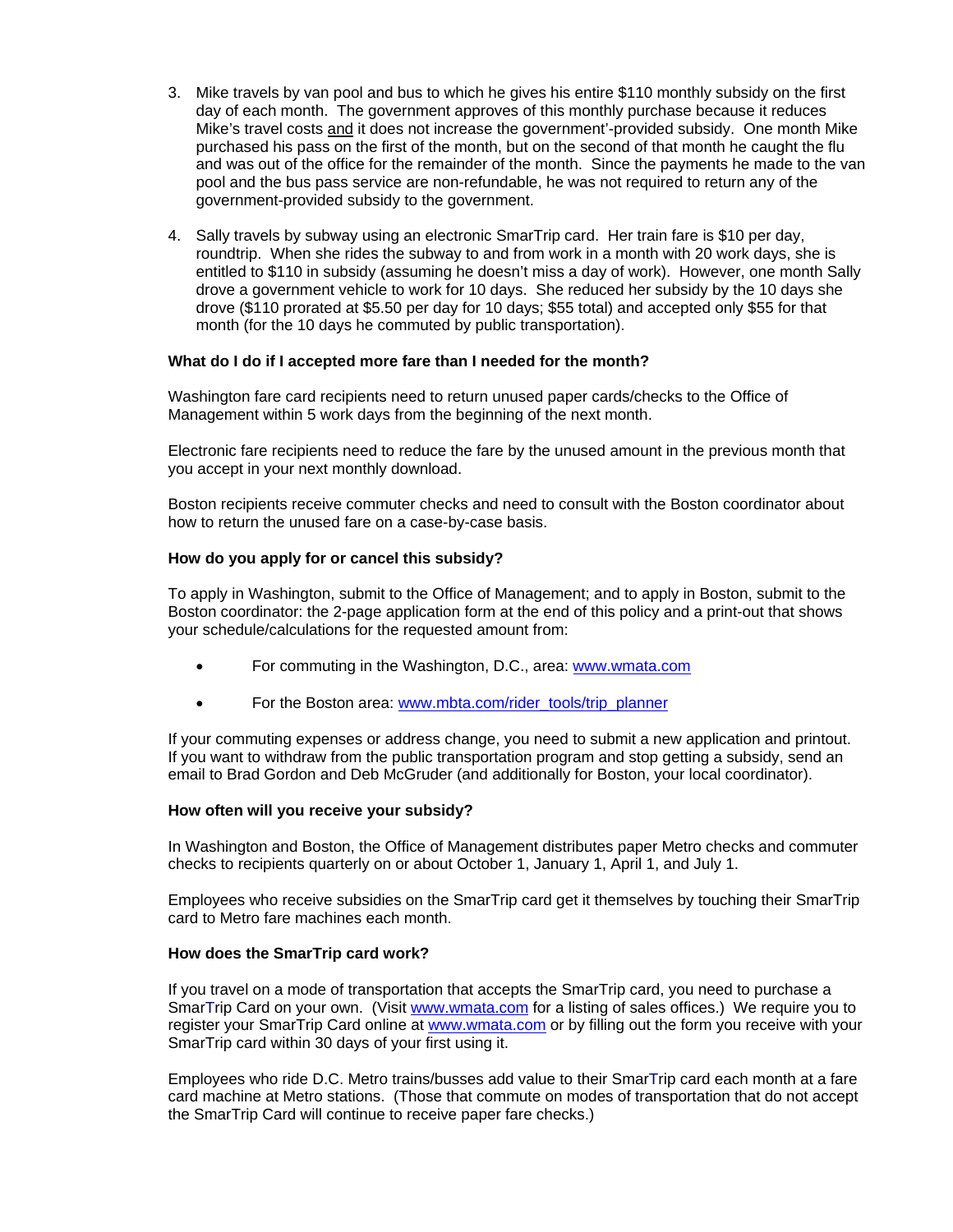3. Mike travels by van pool and bus to which he gives his entire $110 monthly subsidy on the first day of each month. The government approves of this monthly purchase because it reduces Mike's travel costs and it does not increase the government'-provided subsidy. One month Mike purchased his pass on the first of the month, but on the second of that month he caught the flu and was out of the office for the remainder of the month. Since the payments he made to the van pool and the bus pass service are non-refundable, he was not required to return any of the government-provided subsidy to the government.

4. Sally travels by subway using an electronic SmarTrip card. Her train fare is $10 per day, roundtrip. When she rides the subway to and from work in a month with 20 work days, she is entitled to $110 in subsidy (assuming he doesn't miss a day of work). However, one month Sally drove a government vehicle to work for 10 days. She reduced her subsidy by the 10 days she drove ($110 prorated at $5.50 per day for 10 days; $55 total) and accepted only $55 for that month (for the 10 days he commuted by public transportation).

**What do I do if I accepted more fare than I needed for the month?**

Washington fare card recipients need to return unused paper cards/checks to the Office of Management within 5 work days from the beginning of the next month.

Electronic fare recipients need to reduce the fare by the unused amount in the previous month that you accept in your next monthly download.

Boston recipients receive commuter checks and need to consult with the Boston coordinator about how to return the unused fare on a case-by-case basis.

**How do you apply for or cancel this subsidy?**

To apply in Washington, submit to the Office of Management; and to apply in Boston, submit to the Boston coordinator: the 2-page application form at the end of this policy and a print-out that shows your schedule/calculations for the requested amount from:

- For commuting in the Washington, D.C., area: www.wmata.com
- For the Boston area: www.mbta.com/rider_tools/trip_planner

If your commuting expenses or address change, you need to submit a new application and printout. If you want to withdraw from the public transportation program and stop getting a subsidy, send an email to Brad Gordon and Deb McGruder (and additionally for Boston, your local coordinator).

**How often will you receive your subsidy?**

In Washington and Boston, the Office of Management distributes paper Metro checks and commuter checks to recipients quarterly on or about October 1, January 1, April 1, and July 1.

Employees who receive subsidies on the SmarTrip card get it themselves by touching their SmarTrip card to Metro fare machines each month.

**How does the SmarTrip card work?**

If you travel on a mode of transportation that accepts the SmarTrip card, you need to purchase a SmarTrip Card on your own. (Visit www.wmata.com for a listing of sales offices.) We require you to register your SmarTrip Card online at www.wmata.com or by filling out the form you receive with your SmarTrip card within 30 days of your first using it.

Employees who ride D.C. Metro trains/busses add value to their SmarTrip card each month at a fare card machine at Metro stations. (Those that commute on modes of transportation that do not accept the SmarTrip Card will continue to receive paper fare checks.)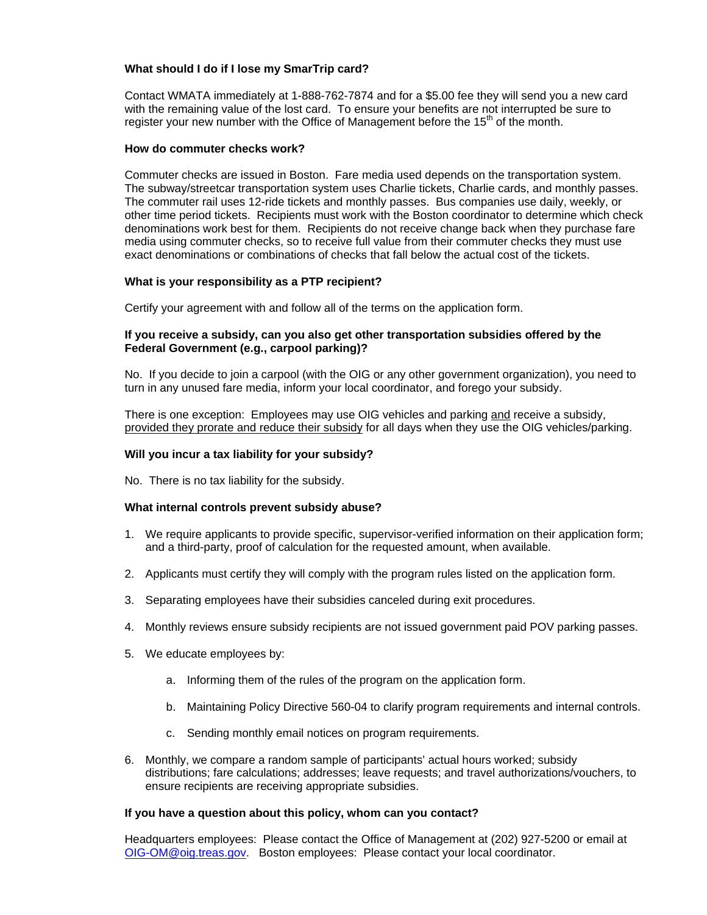**What should I do if I lose my SmarTrip card?**

Contact WMATA immediately at 1-888-762-7874 and for a $5.00 fee they will send you a new card with the remaining value of the lost card. To ensure your benefits are not interrupted be sure to register your new number with the Office of Management before the 15th of the month.

**How do commuter checks work?**

Commuter checks are issued in Boston. Fare media used depends on the transportation system. The subway/streetcar transportation system uses Charlie tickets, Charlie cards, and monthly passes. The commuter rail uses 12-ride tickets and monthly passes. Bus companies use daily, weekly, or other time period tickets. Recipients must work with the Boston coordinator to determine which check denominations work best for them. Recipients do not receive change back when they purchase fare media using commuter checks, so to receive full value from their commuter checks they must use exact denominations or combinations of checks that fall below the actual cost of the tickets.

**What is your responsibility as a PTP recipient?**

Certify your agreement with and follow all of the terms on the application form.

**If you receive a subsidy, can you also get other transportation subsidies offered by the Federal Government (e.g., carpool parking)?**

No. If you decide to join a carpool (with the OIG or any other government organization), you need to turn in any unused fare media, inform your local coordinator, and forego your subsidy.

There is one exception: Employees may use OIG vehicles and parking <u>and</u> receive a subsidy, <u>provided they prorate and reduce their subsidy</u> for all days when they use the OIG vehicles/parking.

**Will you incur a tax liability for your subsidy?**

No. There is no tax liability for the subsidy.

**What internal controls prevent subsidy abuse?**

1. We require applicants to provide specific, supervisor-verified information on their application form; and a third-party, proof of calculation for the requested amount, when available.

2. Applicants must certify they will comply with the program rules listed on the application form.

3. Separating employees have their subsidies canceled during exit procedures.

4. Monthly reviews ensure subsidy recipients are not issued government paid POV parking passes.

5. We educate employees by:

    a. Informing them of the rules of the program on the application form.

    b. Maintaining Policy Directive 560-04 to clarify program requirements and internal controls.

    c. Sending monthly email notices on program requirements.

6. Monthly, we compare a random sample of participants' actual hours worked; subsidy distributions; fare calculations; addresses; leave requests; and travel authorizations/vouchers, to ensure recipients are receiving appropriate subsidies.

**If you have a question about this policy, whom can you contact?**

Headquarters employees: Please contact the Office of Management at (202) 927-5200 or email at OIG-OM@oig.treas.gov. Boston employees: Please contact your local coordinator.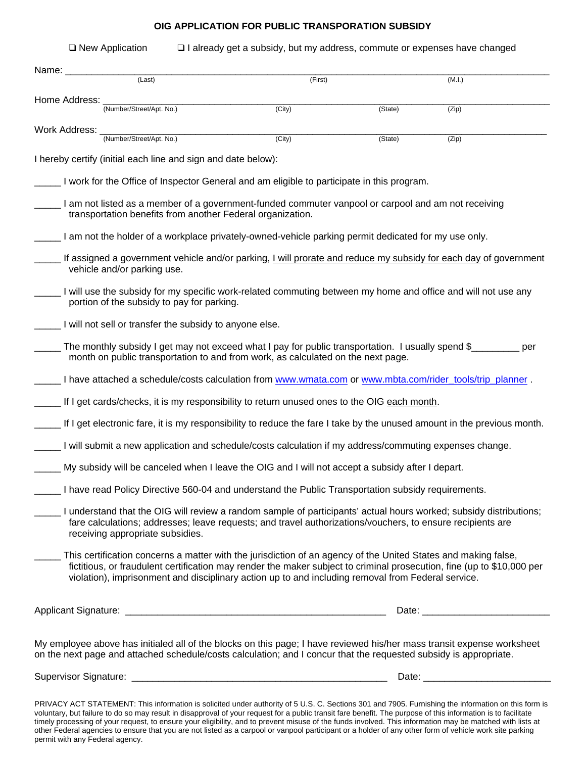# OIG APPLICATION FOR PUBLIC TRANSPORATION SUBSIDY

❑ New Application ❑ I already get a subsidy, but my address, commute or expenses have changed

Name: ______________________________________________________________________________
(Last) (First) (M.I.)

Home Address: ________________________________________________________________________
(Number/Street/Apt. No.) (City) (State) (Zip)

Work Address: ________________________________________________________________________
(Number/Street/Apt. No.) (City) (State) (Zip)

I hereby certify (initial each line and sign and date below):

_____ I work for the Office of Inspector General and am eligible to participate in this program.

_____ I am not listed as a member of a government-funded commuter vanpool or carpool and am not receiving transportation benefits from another Federal organization.

_____ I am not the holder of a workplace privately-owned-vehicle parking permit dedicated for my use only.

_____ If assigned a government vehicle and/or parking, I will prorate and reduce my subsidy for each day of government vehicle and/or parking use.

_____ I will use the subsidy for my specific work-related commuting between my home and office and will not use any portion of the subsidy to pay for parking.

_____ I will not sell or transfer the subsidy to anyone else.

_____ The monthly subsidy I get may not exceed what I pay for public transportation. I usually spend $_________ per month on public transportation to and from work, as calculated on the next page.

_____ I have attached a schedule/costs calculation from www.wmata.com or www.mbta.com/rider_tools/trip_planner .

_____ If I get cards/checks, it is my responsibility to return unused ones to the OIG each month.

_____ If I get electronic fare, it is my responsibility to reduce the fare I take by the unused amount in the previous month.

_____ I will submit a new application and schedule/costs calculation if my address/commuting expenses change.

_____ My subsidy will be canceled when I leave the OIG and I will not accept a subsidy after I depart.

_____ I have read Policy Directive 560-04 and understand the Public Transportation subsidy requirements.

_____ I understand that the OIG will review a random sample of participants' actual hours worked; subsidy distributions; fare calculations; addresses; leave requests; and travel authorizations/vouchers, to ensure recipients are receiving appropriate subsidies.

_____ This certification concerns a matter with the jurisdiction of an agency of the United States and making false, fictitious, or fraudulent certification may render the maker subject to criminal prosecution, fine (up to $10,000 per violation), imprisonment and disciplinary action up to and including removal from Federal service.

Applicant Signature: _______________________________________ Date: ____________________

My employee above has initialed all of the blocks on this page; I have reviewed his/her mass transit expense worksheet on the next page and attached schedule/costs calculation; and I concur that the requested subsidy is appropriate.

Supervisor Signature: _______________________________________ Date: ____________________

PRIVACY ACT STATEMENT: This information is solicited under authority of 5 U.S. C. Sections 301 and 7905. Furnishing the information on this form is voluntary, but failure to do so may result in disapproval of your request for a public transit fare benefit. The purpose of this information is to facilitate timely processing of your request, to ensure your eligibility, and to prevent misuse of the funds involved. This information may be matched with lists at other Federal agencies to ensure that you are not listed as a carpool or vanpool participant or a holder of any other form of vehicle work site parking permit with any Federal agency.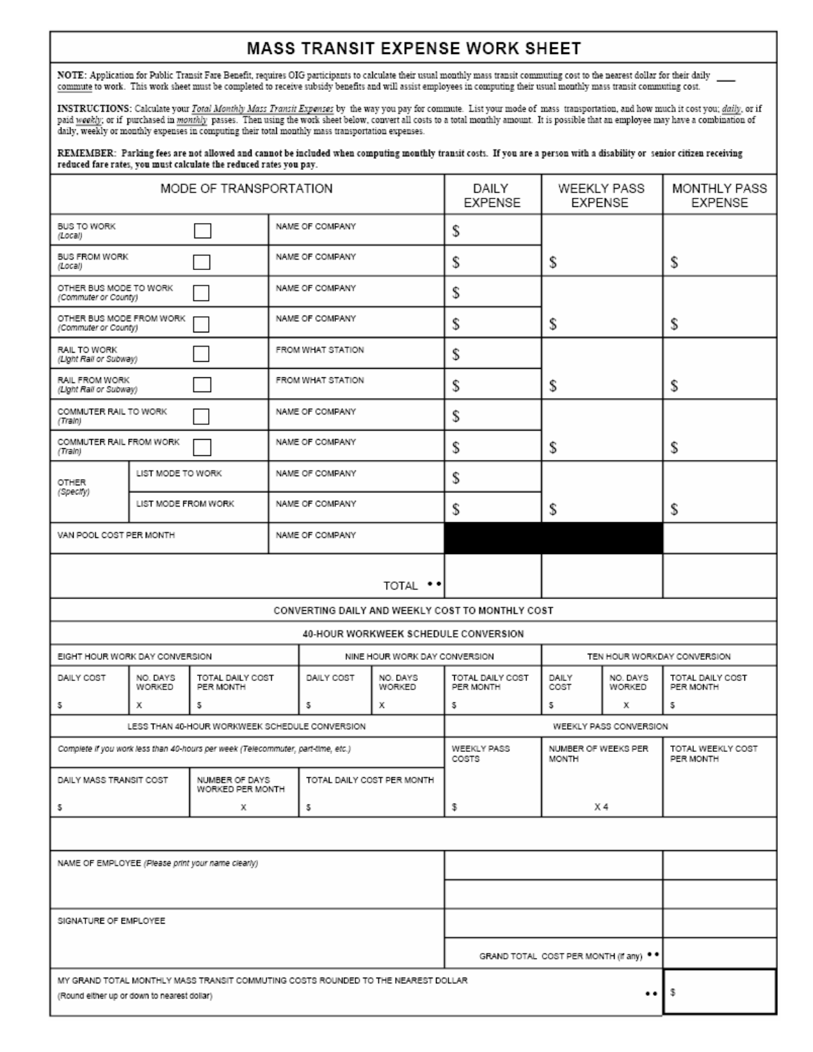# MASS TRANSIT EXPENSE WORK SHEET

**NOTE:** Application for Public Transit Fare Benefit, requires OIG participants to calculate their usual monthly mass transit commuting cost to the nearest dollar for their daily commute to work. This work sheet must be completed to receive subsidy benefits and will assist employees in computing their usual monthly mass transit commuting cost.

**INSTRUCTIONS:** Calculate your *Total Monthly Mass Transit Expenses* by the way you pay for commute. List your mode of mass transportation, and how much it cost you; *daily*, or if paid *weekly*; or if purchased in *monthly* passes. Then using the work sheet below, convert all costs to a total monthly amount. It is possible that an employee may have a combination of daily, weekly or monthly expenses in computing their total monthly mass transportation expenses.

**REMEMBER: Parking fees are not allowed and cannot be included when computing monthly transit costs. If you are a person with a disability or senior citizen receiving reduced fare rates, you must calculate the reduced rates you pay.**

| MODE OF TRANSPORTATION | | | DAILY EXPENSE | WEEKLY PASS EXPENSE | MONTHLY PASS EXPENSE |
|---|---|---|---|---|---|
| BUS TO WORK (Local) ☐ | | NAME OF COMPANY | $ | | |
| BUS FROM WORK (Local) ☐ | | NAME OF COMPANY | $ | $ | $ |
| OTHER BUS MODE TO WORK (Commuter or County) ☐ | | NAME OF COMPANY | $ | | |
| OTHER BUS MODE FROM WORK (Commuter or County) ☐ | | NAME OF COMPANY | $ | $ | $ |
| RAIL TO WORK (Light Rail or Subway) ☐ | | FROM WHAT STATION | $ | | |
| RAIL FROM WORK (Light Rail or Subway) ☐ | | FROM WHAT STATION | $ | $ | $ |
| COMMUTER RAIL TO WORK (Train) ☐ | | NAME OF COMPANY | $ | | |
| COMMUTER RAIL FROM WORK (Train) ☐ | | NAME OF COMPANY | $ | $ | $ |
| OTHER (Specify) | LIST MODE TO WORK | NAME OF COMPANY | $ | | |
| | LIST MODE FROM WORK | NAME OF COMPANY | $ | $ | $ |
| VAN POOL COST PER MONTH | | NAME OF COMPANY | | | |
| | | TOTAL •• | | | |

## CONVERTING DAILY AND WEEKLY COST TO MONTHLY COST

### 40-HOUR WORKWEEK SCHEDULE CONVERSION

| EIGHT HOUR WORK DAY CONVERSION | | | NINE HOUR WORK DAY CONVERSION | | | TEN HOUR WORKDAY CONVERSION | | |
|---|---|---|---|---|---|---|---|---|
| DAILY COST | NO. DAYS WORKED | TOTAL DAILY COST PER MONTH | DAILY COST | NO. DAYS WORKED | TOTAL DAILY COST PER MONTH | DAILY COST | NO. DAYS WORKED | TOTAL DAILY COST PER MONTH |
| $ | X | $ | $ | X | $ | $ | X | $ |

| LESS THAN 40-HOUR WORKWEEK SCHEDULE CONVERSION | | | WEEKLY PASS CONVERSION | | |
|---|---|---|---|---|---|
| *Complete if you work less than 40-hours per week (Telecommuter, part-time, etc.)* | | | WEEKLY PASS COSTS | NUMBER OF WEEKS PER MONTH | TOTAL WEEKLY COST PER MONTH |
| DAILY MASS TRANSIT COST | NUMBER OF DAYS WORKED PER MONTH | TOTAL DAILY COST PER MONTH | | | |
| $ | X | $ | $ | X 4 | |

| | | |
|---|---|---|
| NAME OF EMPLOYEE *(Please print your name clearly)* | | |
| SIGNATURE OF EMPLOYEE | | |
| | GRAND TOTAL COST PER MONTH (if any) •• | |
| MY GRAND TOTAL MONTHLY MASS TRANSIT COMMUTING COSTS ROUNDED TO THE NEAREST DOLLAR (Round either up or down to nearest dollar) | •• | $ |